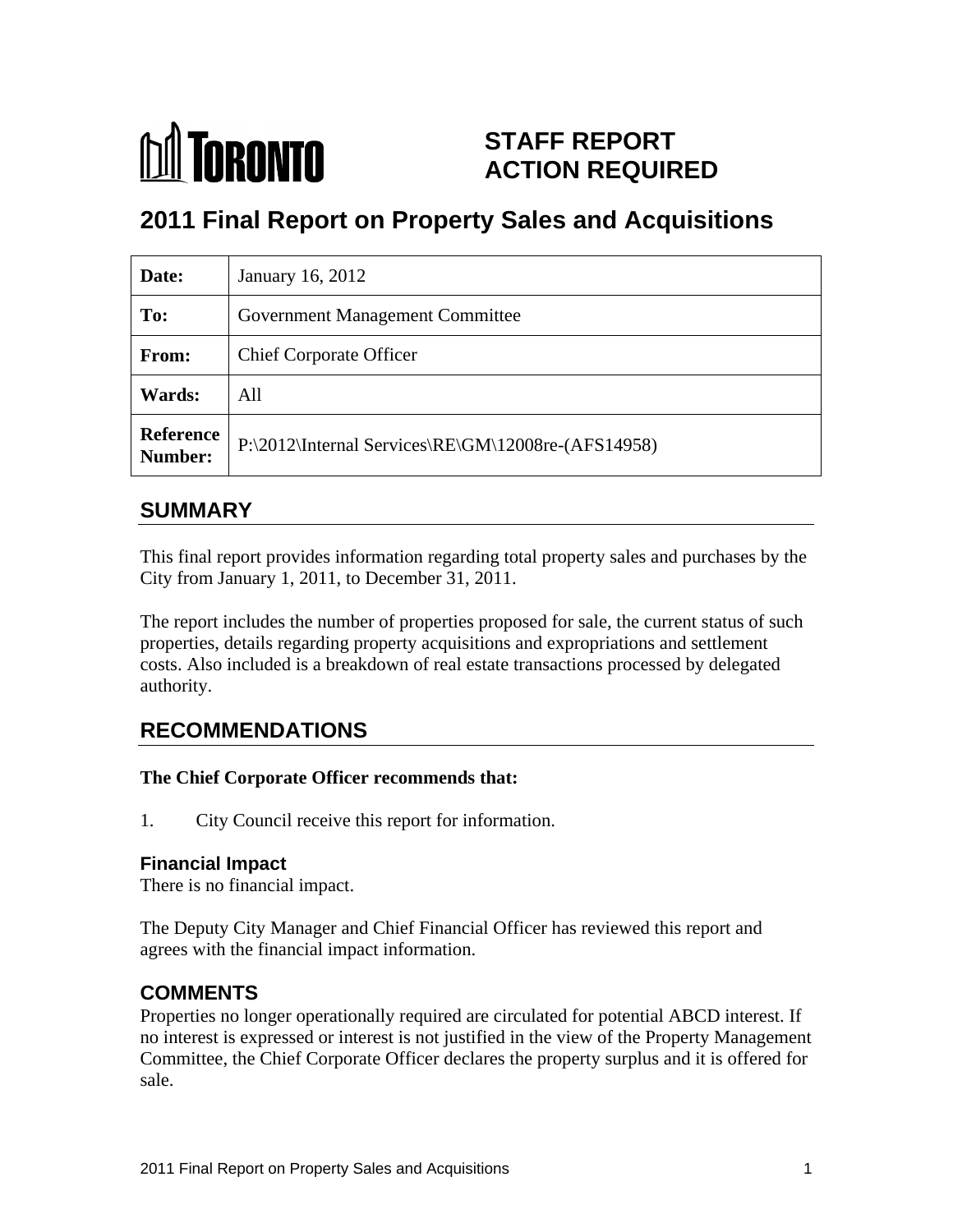TORONTO

# STAFF REPORT ACTION REQUIRED

# 2011 Final Report on Property Sales and Acquisitions

| | |
|---|---|
| **Date:** | January 16, 2012 |
| **To:** | Government Management Committee |
| **From:** | Chief Corporate Officer |
| **Wards:** | All |
| **Reference Number:** | P:\2012\Internal Services\RE\GM\12008re-(AFS14958) |

## SUMMARY

This final report provides information regarding total property sales and purchases by the City from January 1, 2011, to December 31, 2011.

The report includes the number of properties proposed for sale, the current status of such properties, details regarding property acquisitions and expropriations and settlement costs. Also included is a breakdown of real estate transactions processed by delegated authority.

## RECOMMENDATIONS

**The Chief Corporate Officer recommends that:**

1. City Council receive this report for information.

### Financial Impact

There is no financial impact.

The Deputy City Manager and Chief Financial Officer has reviewed this report and agrees with the financial impact information.

## COMMENTS

Properties no longer operationally required are circulated for potential ABCD interest. If no interest is expressed or interest is not justified in the view of the Property Management Committee, the Chief Corporate Officer declares the property surplus and it is offered for sale.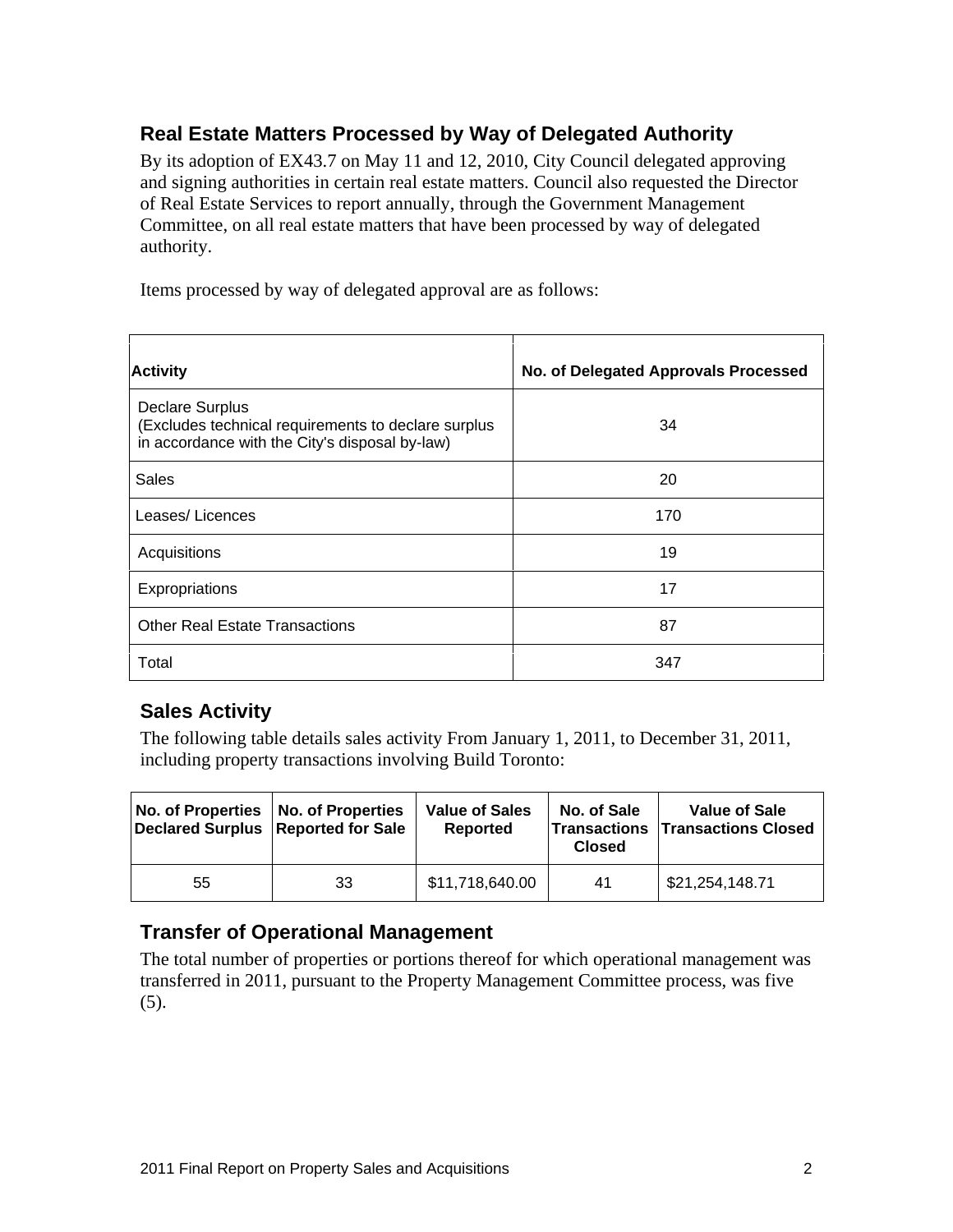## Real Estate Matters Processed by Way of Delegated Authority

By its adoption of EX43.7 on May 11 and 12, 2010, City Council delegated approving and signing authorities in certain real estate matters. Council also requested the Director of Real Estate Services to report annually, through the Government Management Committee, on all real estate matters that have been processed by way of delegated authority.

Items processed by way of delegated approval are as follows:

| Activity | No. of Delegated Approvals Processed |
|---|---|
| Declare Surplus (Excludes technical requirements to declare surplus in accordance with the City's disposal by-law) | 34 |
| Sales | 20 |
| Leases/ Licences | 170 |
| Acquisitions | 19 |
| Expropriations | 17 |
| Other Real Estate Transactions | 87 |
| Total | 347 |

## Sales Activity

The following table details sales activity From January 1, 2011, to December 31, 2011, including property transactions involving Build Toronto:

| No. of Properties Declared Surplus | No. of Properties Reported for Sale | Value of Sales Reported | No. of Sale Transactions Closed | Value of Sale Transactions Closed |
|---|---|---|---|---|
| 55 | 33 | $11,718,640.00 | 41 | $21,254,148.71 |

## Transfer of Operational Management

The total number of properties or portions thereof for which operational management was transferred in 2011, pursuant to the Property Management Committee process, was five (5).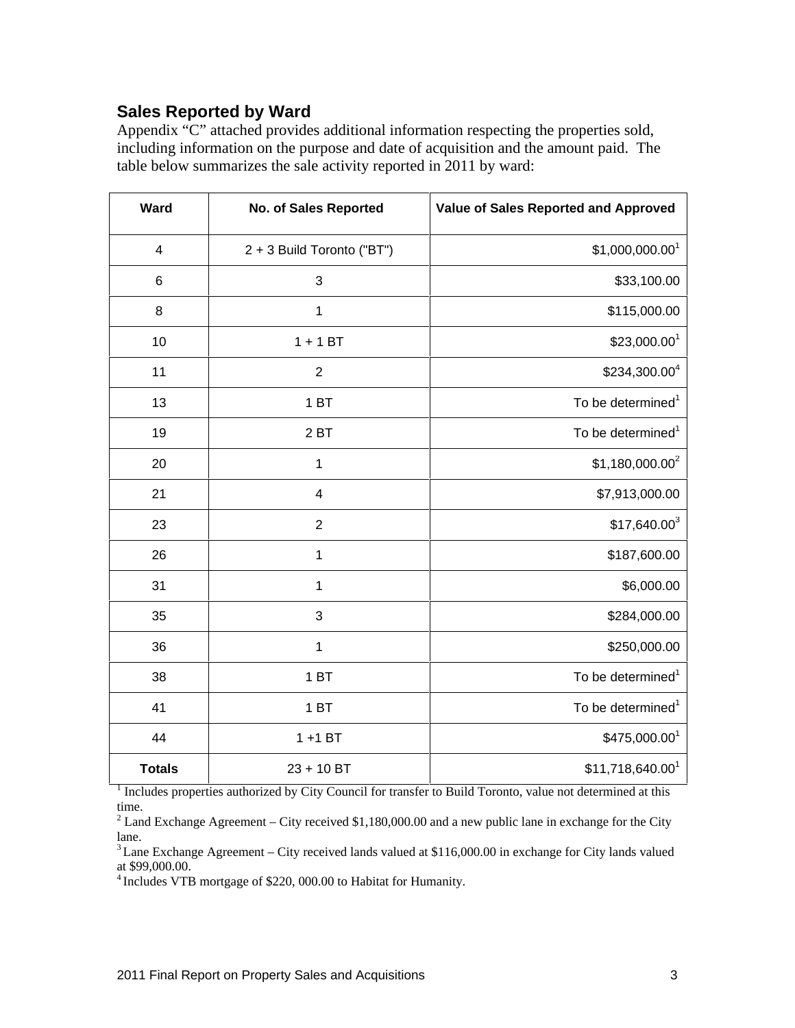## Sales Reported by Ward

Appendix "C" attached provides additional information respecting the properties sold, including information on the purpose and date of acquisition and the amount paid. The table below summarizes the sale activity reported in 2011 by ward:

| Ward | No. of Sales Reported | Value of Sales Reported and Approved |
|---|---|---|
| 4 | 2 + 3 Build Toronto ("BT") | $1,000,000.00[1] |
| 6 | 3 | $33,100.00 |
| 8 | 1 | $115,000.00 |
| 10 | 1 + 1 BT | $23,000.00[1] |
| 11 | 2 | $234,300.00[4] |
| 13 | 1 BT | To be determined[1] |
| 19 | 2 BT | To be determined[1] |
| 20 | 1 | $1,180,000.00[2] |
| 21 | 4 | $7,913,000.00 |
| 23 | 2 | $17,640.00[3] |
| 26 | 1 | $187,600.00 |
| 31 | 1 | $6,000.00 |
| 35 | 3 | $284,000.00 |
| 36 | 1 | $250,000.00 |
| 38 | 1 BT | To be determined[1] |
| 41 | 1 BT | To be determined[1] |
| 44 | 1 +1 BT | $475,000.00[1] |
| **Totals** | 23 + 10 BT | $11,718,640.00[1] |

[1] Includes properties authorized by City Council for transfer to Build Toronto, value not determined at this time.

[2] Land Exchange Agreement – City received $1,180,000.00 and a new public lane in exchange for the City lane.

[3] Lane Exchange Agreement – City received lands valued at $116,000.00 in exchange for City lands valued at $99,000.00.

[4] Includes VTB mortgage of $220, 000.00 to Habitat for Humanity.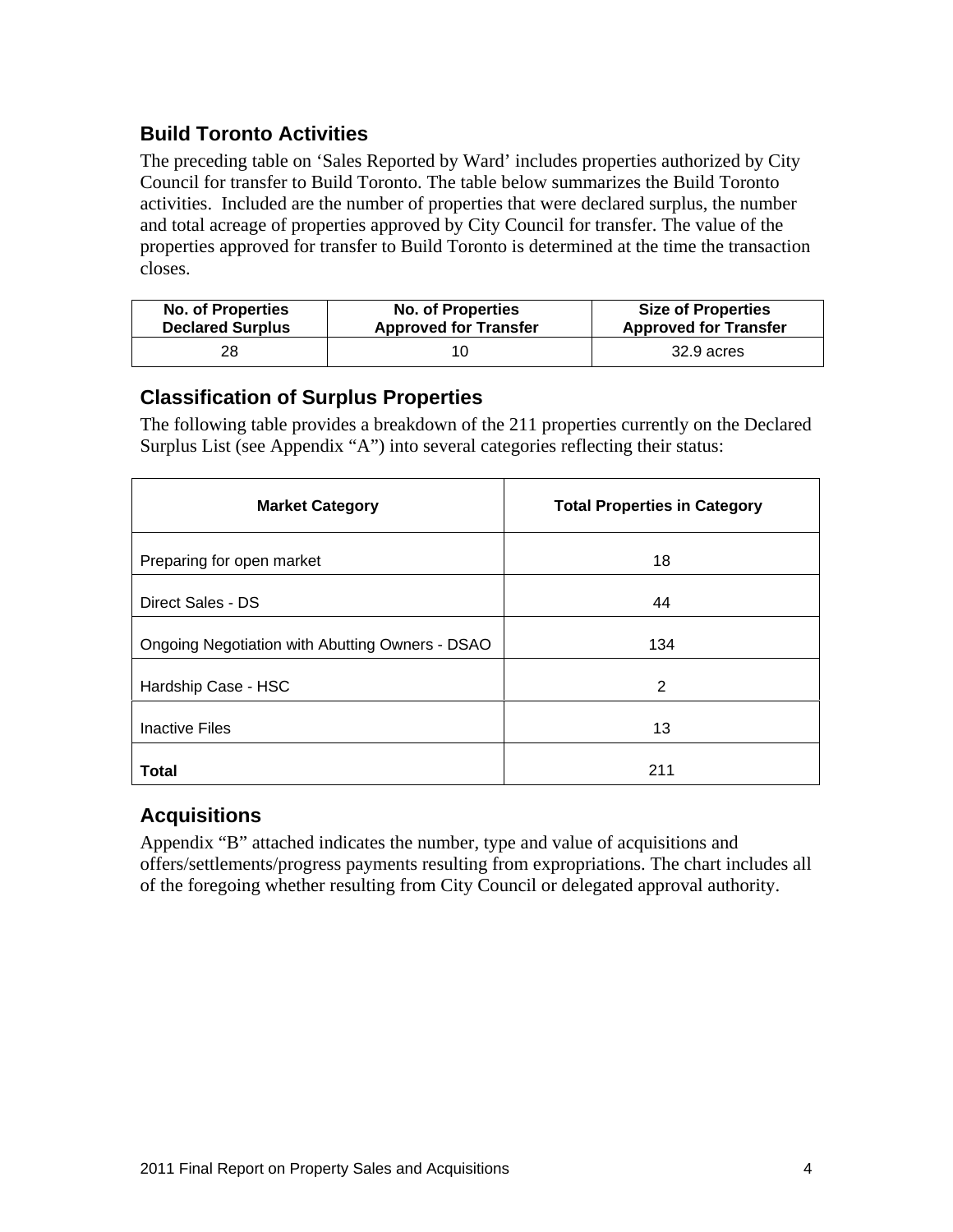## Build Toronto Activities

The preceding table on 'Sales Reported by Ward' includes properties authorized by City Council for transfer to Build Toronto. The table below summarizes the Build Toronto activities. Included are the number of properties that were declared surplus, the number and total acreage of properties approved by City Council for transfer. The value of the properties approved for transfer to Build Toronto is determined at the time the transaction closes.

| No. of Properties Declared Surplus | No. of Properties Approved for Transfer | Size of Properties Approved for Transfer |
|---|---|---|
| 28 | 10 | 32.9 acres |

## Classification of Surplus Properties

The following table provides a breakdown of the 211 properties currently on the Declared Surplus List (see Appendix "A") into several categories reflecting their status:

| Market Category | Total Properties in Category |
|---|---|
| Preparing for open market | 18 |
| Direct Sales - DS | 44 |
| Ongoing Negotiation with Abutting Owners - DSAO | 134 |
| Hardship Case - HSC | 2 |
| Inactive Files | 13 |
| **Total** | 211 |

## Acquisitions

Appendix "B" attached indicates the number, type and value of acquisitions and offers/settlements/progress payments resulting from expropriations. The chart includes all of the foregoing whether resulting from City Council or delegated approval authority.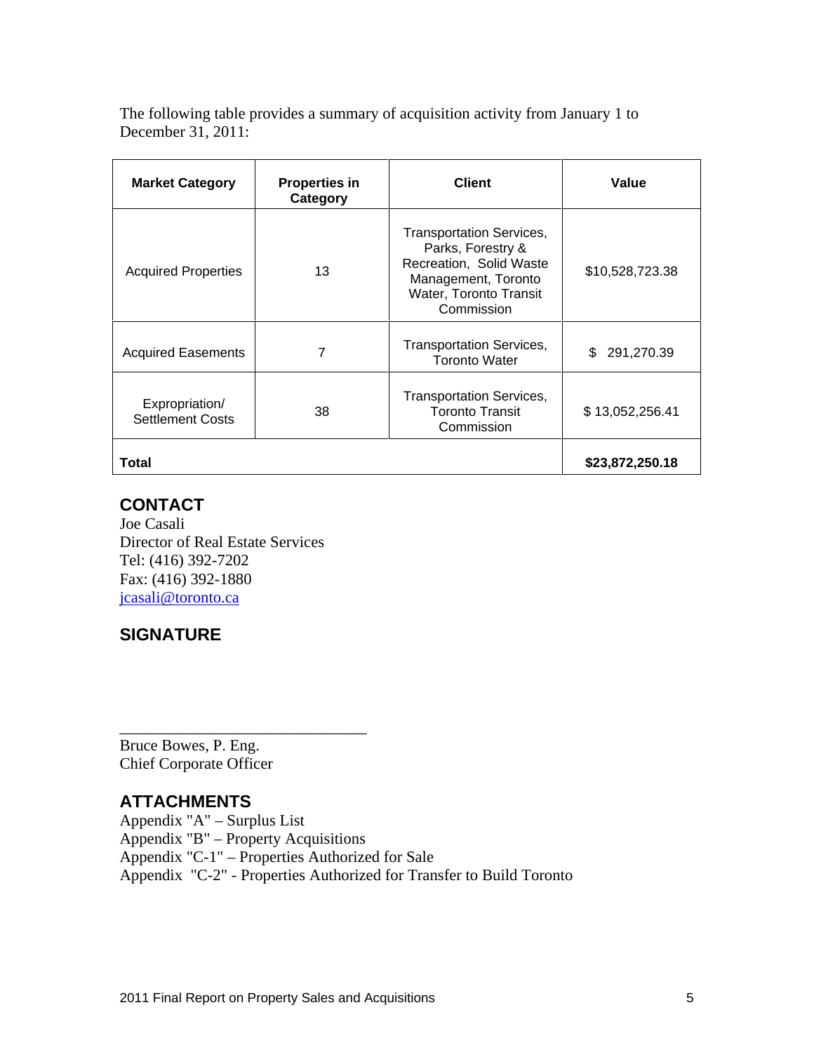The following table provides a summary of acquisition activity from January 1 to December 31, 2011:

| Market Category | Properties in Category | Client | Value |
| --- | --- | --- | --- |
| Acquired Properties | 13 | Transportation Services, Parks, Forestry & Recreation, Solid Waste Management, Toronto Water, Toronto Transit Commission | $10,528,723.38 |
| Acquired Easements | 7 | Transportation Services, Toronto Water | $ 291,270.39 |
| Expropriation/ Settlement Costs | 38 | Transportation Services, Toronto Transit Commission | $ 13,052,256.41 |
| **Total** | | | **$23,872,250.18** |

## CONTACT

Joe Casali
Director of Real Estate Services
Tel: (416) 392-7202
Fax: (416) 392-1880
jcasali@toronto.ca

## SIGNATURE

_______________________________
Bruce Bowes, P. Eng.
Chief Corporate Officer

## ATTACHMENTS

Appendix "A" – Surplus List
Appendix "B" – Property Acquisitions
Appendix "C-1" – Properties Authorized for Sale
Appendix "C-2" - Properties Authorized for Transfer to Build Toronto